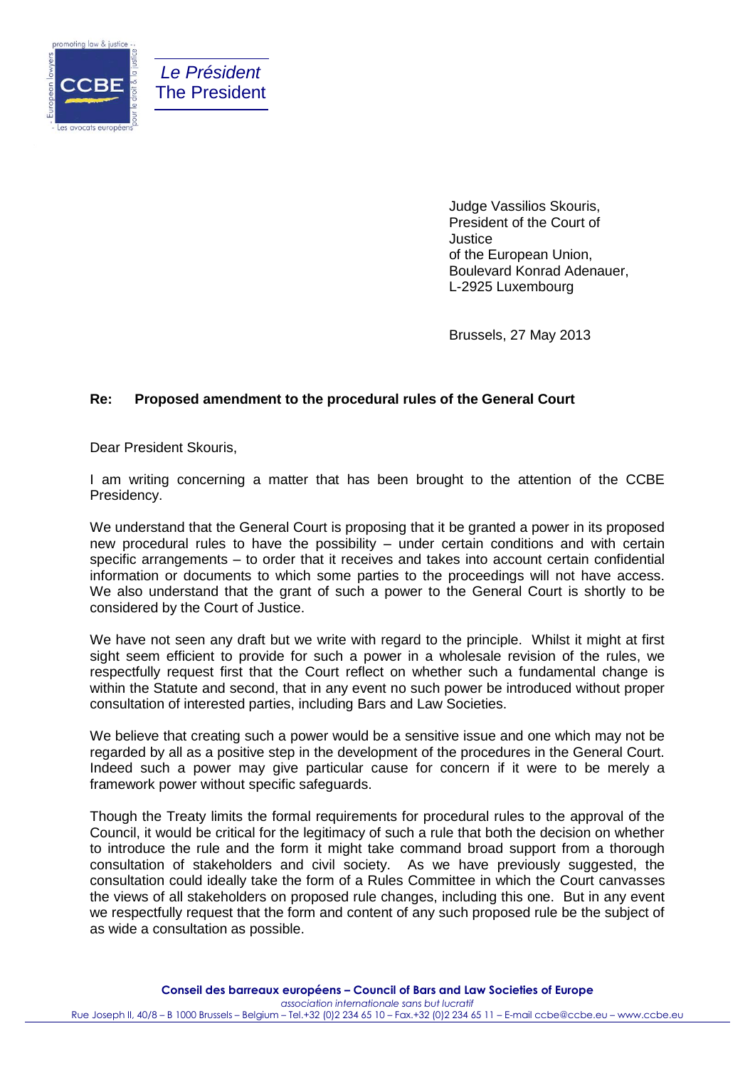*Le Président*
The President

Judge Vassilios Skouris,
President of the Court of Justice
of the European Union,
Boulevard Konrad Adenauer,
L-2925 Luxembourg

Brussels, 27 May 2013

**Re: Proposed amendment to the procedural rules of the General Court**

Dear President Skouris,

I am writing concerning a matter that has been brought to the attention of the CCBE Presidency.

We understand that the General Court is proposing that it be granted a power in its proposed new procedural rules to have the possibility – under certain conditions and with certain specific arrangements – to order that it receives and takes into account certain confidential information or documents to which some parties to the proceedings will not have access. We also understand that the grant of such a power to the General Court is shortly to be considered by the Court of Justice.

We have not seen any draft but we write with regard to the principle. Whilst it might at first sight seem efficient to provide for such a power in a wholesale revision of the rules, we respectfully request first that the Court reflect on whether such a fundamental change is within the Statute and second, that in any event no such power be introduced without proper consultation of interested parties, including Bars and Law Societies.

We believe that creating such a power would be a sensitive issue and one which may not be regarded by all as a positive step in the development of the procedures in the General Court. Indeed such a power may give particular cause for concern if it were to be merely a framework power without specific safeguards.

Though the Treaty limits the formal requirements for procedural rules to the approval of the Council, it would be critical for the legitimacy of such a rule that both the decision on whether to introduce the rule and the form it might take command broad support from a thorough consultation of stakeholders and civil society. As we have previously suggested, the consultation could ideally take the form of a Rules Committee in which the Court canvasses the views of all stakeholders on proposed rule changes, including this one. But in any event we respectfully request that the form and content of any such proposed rule be the subject of as wide a consultation as possible.

**Conseil des barreaux européens – Council of Bars and Law Societies of Europe**
*association internationale sans but lucratif*
Rue Joseph II, 40/8 – B 1000 Brussels – Belgium – Tel.+32 (0)2 234 65 10 – Fax.+32 (0)2 234 65 11 – E-mail ccbe@ccbe.eu – www.ccbe.eu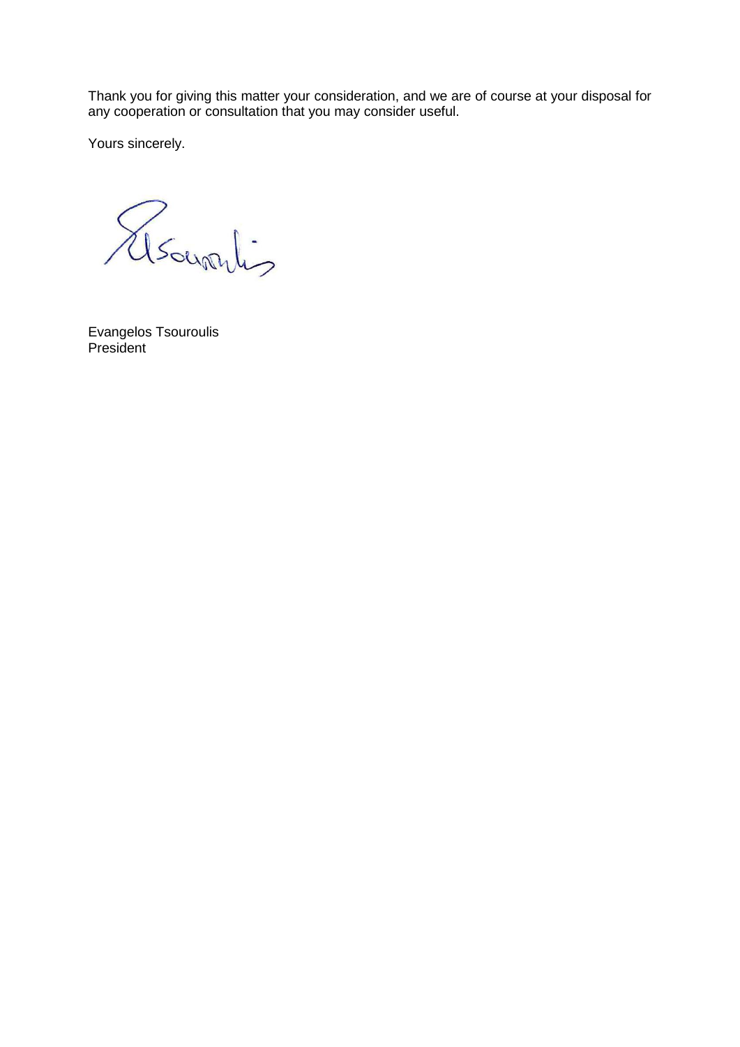Thank you for giving this matter your consideration, and we are of course at your disposal for any cooperation or consultation that you may consider useful.

Yours sincerely.

Evangelos Tsouroulis
President